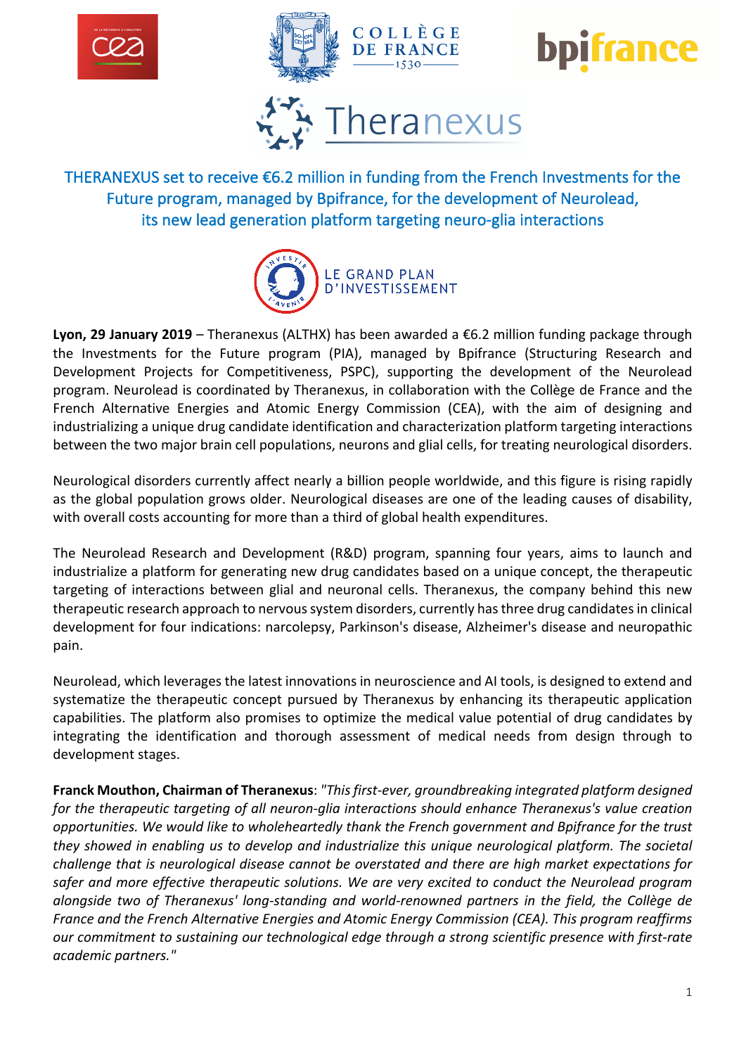# THERANEXUS set to receive €6.2 million in funding from the French Investments for the Future program, managed by Bpifrance, for the development of Neurolead, its new lead generation platform targeting neuro-glia interactions

LE GRAND PLAN D'INVESTISSEMENT

**Lyon, 29 January 2019** – Theranexus (ALTHX) has been awarded a €6.2 million funding package through the Investments for the Future program (PIA), managed by Bpifrance (Structuring Research and Development Projects for Competitiveness, PSPC), supporting the development of the Neurolead program. Neurolead is coordinated by Theranexus, in collaboration with the Collège de France and the French Alternative Energies and Atomic Energy Commission (CEA), with the aim of designing and industrializing a unique drug candidate identification and characterization platform targeting interactions between the two major brain cell populations, neurons and glial cells, for treating neurological disorders.

Neurological disorders currently affect nearly a billion people worldwide, and this figure is rising rapidly as the global population grows older. Neurological diseases are one of the leading causes of disability, with overall costs accounting for more than a third of global health expenditures.

The Neurolead Research and Development (R&D) program, spanning four years, aims to launch and industrialize a platform for generating new drug candidates based on a unique concept, the therapeutic targeting of interactions between glial and neuronal cells. Theranexus, the company behind this new therapeutic research approach to nervous system disorders, currently has three drug candidates in clinical development for four indications: narcolepsy, Parkinson's disease, Alzheimer's disease and neuropathic pain.

Neurolead, which leverages the latest innovations in neuroscience and AI tools, is designed to extend and systematize the therapeutic concept pursued by Theranexus by enhancing its therapeutic application capabilities. The platform also promises to optimize the medical value potential of drug candidates by integrating the identification and thorough assessment of medical needs from design through to development stages.

**Franck Mouthon, Chairman of Theranexus**: *"This first-ever, groundbreaking integrated platform designed for the therapeutic targeting of all neuron-glia interactions should enhance Theranexus's value creation opportunities. We would like to wholeheartedly thank the French government and Bpifrance for the trust they showed in enabling us to develop and industrialize this unique neurological platform. The societal challenge that is neurological disease cannot be overstated and there are high market expectations for safer and more effective therapeutic solutions. We are very excited to conduct the Neurolead program alongside two of Theranexus' long-standing and world-renowned partners in the field, the Collège de France and the French Alternative Energies and Atomic Energy Commission (CEA). This program reaffirms our commitment to sustaining our technological edge through a strong scientific presence with first-rate academic partners."*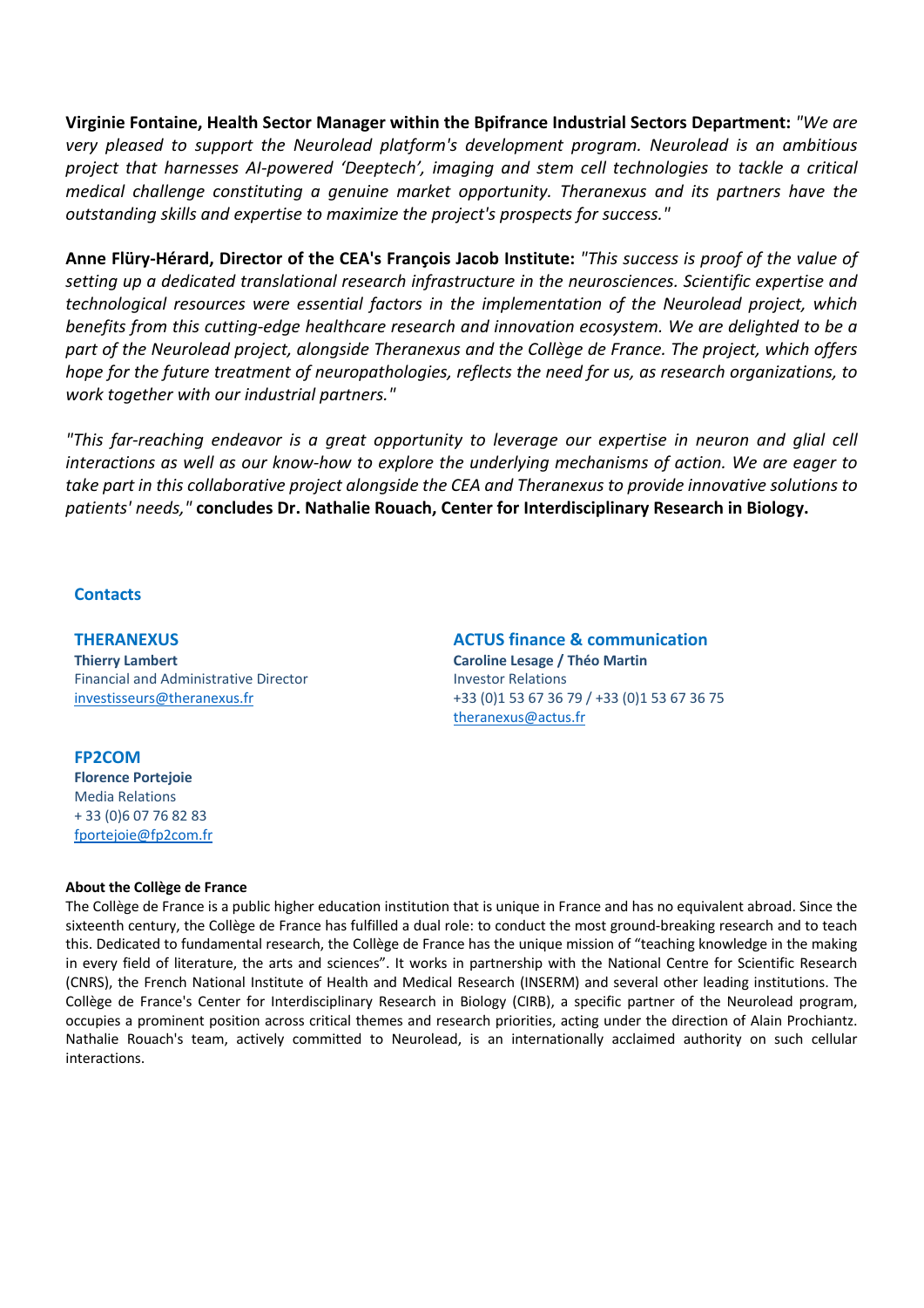**Virginie Fontaine, Health Sector Manager within the Bpifrance Industrial Sectors Department:** *"We are very pleased to support the Neurolead platform's development program. Neurolead is an ambitious project that harnesses AI-powered 'Deeptech', imaging and stem cell technologies to tackle a critical medical challenge constituting a genuine market opportunity. Theranexus and its partners have the outstanding skills and expertise to maximize the project's prospects for success."*

**Anne Flüry-Hérard, Director of the CEA's François Jacob Institute:** *"This success is proof of the value of setting up a dedicated translational research infrastructure in the neurosciences. Scientific expertise and technological resources were essential factors in the implementation of the Neurolead project, which benefits from this cutting-edge healthcare research and innovation ecosystem. We are delighted to be a part of the Neurolead project, alongside Theranexus and the Collège de France. The project, which offers hope for the future treatment of neuropathologies, reflects the need for us, as research organizations, to work together with our industrial partners."*

*"This far-reaching endeavor is a great opportunity to leverage our expertise in neuron and glial cell interactions as well as our know-how to explore the underlying mechanisms of action. We are eager to take part in this collaborative project alongside the CEA and Theranexus to provide innovative solutions to patients' needs,"* **concludes Dr. Nathalie Rouach, Center for Interdisciplinary Research in Biology.**

## Contacts

**THERANEXUS**
**Thierry Lambert**
Financial and Administrative Director
investisseurs@theranexus.fr

**ACTUS finance & communication**
**Caroline Lesage / Théo Martin**
Investor Relations
+33 (0)1 53 67 36 79 / +33 (0)1 53 67 36 75
theranexus@actus.fr

**FP2COM**
**Florence Portejoie**
Media Relations
+ 33 (0)6 07 76 82 83
fportejoie@fp2com.fr

**About the Collège de France**

The Collège de France is a public higher education institution that is unique in France and has no equivalent abroad. Since the sixteenth century, the Collège de France has fulfilled a dual role: to conduct the most ground-breaking research and to teach this. Dedicated to fundamental research, the Collège de France has the unique mission of "teaching knowledge in the making in every field of literature, the arts and sciences". It works in partnership with the National Centre for Scientific Research (CNRS), the French National Institute of Health and Medical Research (INSERM) and several other leading institutions. The Collège de France's Center for Interdisciplinary Research in Biology (CIRB), a specific partner of the Neurolead program, occupies a prominent position across critical themes and research priorities, acting under the direction of Alain Prochiantz. Nathalie Rouach's team, actively committed to Neurolead, is an internationally acclaimed authority on such cellular interactions.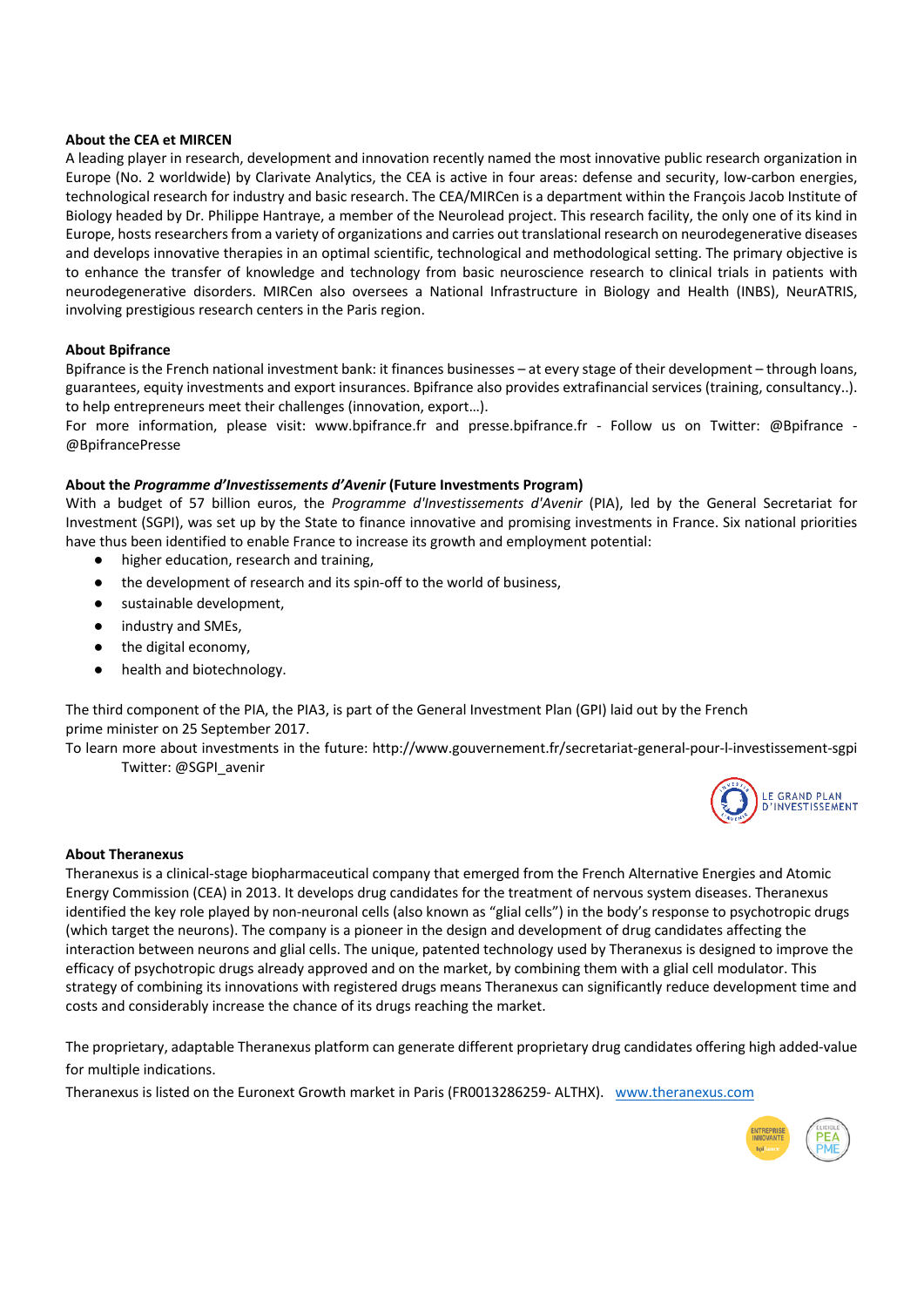**About the CEA et MIRCEN**

A leading player in research, development and innovation recently named the most innovative public research organization in Europe (No. 2 worldwide) by Clarivate Analytics, the CEA is active in four areas: defense and security, low-carbon energies, technological research for industry and basic research. The CEA/MIRCen is a department within the François Jacob Institute of Biology headed by Dr. Philippe Hantraye, a member of the Neurolead project. This research facility, the only one of its kind in Europe, hosts researchers from a variety of organizations and carries out translational research on neurodegenerative diseases and develops innovative therapies in an optimal scientific, technological and methodological setting. The primary objective is to enhance the transfer of knowledge and technology from basic neuroscience research to clinical trials in patients with neurodegenerative disorders. MIRCen also oversees a National Infrastructure in Biology and Health (INBS), NeurATRIS, involving prestigious research centers in the Paris region.

**About Bpifrance**

Bpifrance is the French national investment bank: it finances businesses – at every stage of their development – through loans, guarantees, equity investments and export insurances. Bpifrance also provides extrafinancial services (training, consultancy..). to help entrepreneurs meet their challenges (innovation, export…).
For more information, please visit: www.bpifrance.fr and presse.bpifrance.fr - Follow us on Twitter: @Bpifrance - @BpifrancePresse

**About the *Programme d'Investissements d'Avenir* (Future Investments Program)**

With a budget of 57 billion euros, the *Programme d'Investissements d'Avenir* (PIA), led by the General Secretariat for Investment (SGPI), was set up by the State to finance innovative and promising investments in France. Six national priorities have thus been identified to enable France to increase its growth and employment potential:

- higher education, research and training,
- the development of research and its spin-off to the world of business,
- sustainable development,
- industry and SMEs,
- the digital economy,
- health and biotechnology.

The third component of the PIA, the PIA3, is part of the General Investment Plan (GPI) laid out by the French prime minister on 25 September 2017.
To learn more about investments in the future: http://www.gouvernement.fr/secretariat-general-pour-l-investissement-sgpi
Twitter: @SGPI_avenir

LE GRAND PLAN D'INVESTISSEMENT

**About Theranexus**

Theranexus is a clinical-stage biopharmaceutical company that emerged from the French Alternative Energies and Atomic Energy Commission (CEA) in 2013. It develops drug candidates for the treatment of nervous system diseases. Theranexus identified the key role played by non-neuronal cells (also known as "glial cells") in the body's response to psychotropic drugs (which target the neurons). The company is a pioneer in the design and development of drug candidates affecting the interaction between neurons and glial cells. The unique, patented technology used by Theranexus is designed to improve the efficacy of psychotropic drugs already approved and on the market, by combining them with a glial cell modulator. This strategy of combining its innovations with registered drugs means Theranexus can significantly reduce development time and costs and considerably increase the chance of its drugs reaching the market.

The proprietary, adaptable Theranexus platform can generate different proprietary drug candidates offering high added-value for multiple indications.

Theranexus is listed on the Euronext Growth market in Paris (FR0013286259- ALTHX). www.theranexus.com

ENTREPRISE INNOVANTE

ÉLIGIBLE PEA PME